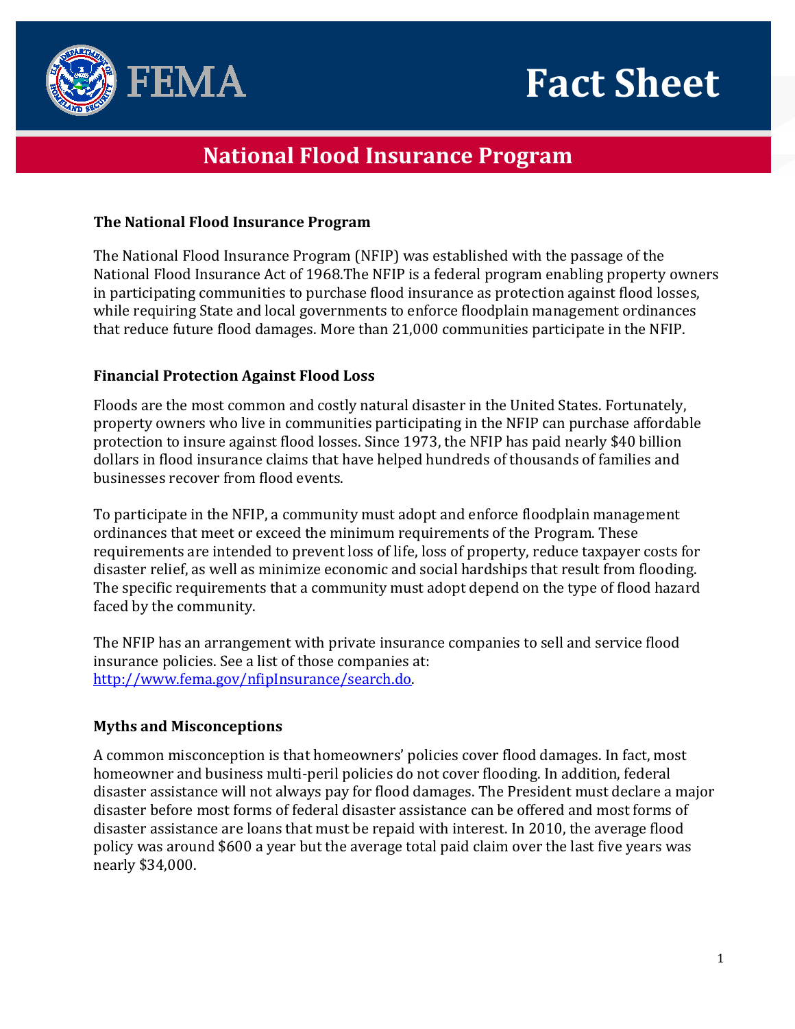# Fact Sheet

## National Flood Insurance Program

### The National Flood Insurance Program

The National Flood Insurance Program (NFIP) was established with the passage of the National Flood Insurance Act of 1968.The NFIP is a federal program enabling property owners in participating communities to purchase flood insurance as protection against flood losses, while requiring State and local governments to enforce floodplain management ordinances that reduce future flood damages. More than 21,000 communities participate in the NFIP.

### Financial Protection Against Flood Loss

Floods are the most common and costly natural disaster in the United States. Fortunately, property owners who live in communities participating in the NFIP can purchase affordable protection to insure against flood losses. Since 1973, the NFIP has paid nearly $40 billion dollars in flood insurance claims that have helped hundreds of thousands of families and businesses recover from flood events.

To participate in the NFIP, a community must adopt and enforce floodplain management ordinances that meet or exceed the minimum requirements of the Program. These requirements are intended to prevent loss of life, loss of property, reduce taxpayer costs for disaster relief, as well as minimize economic and social hardships that result from flooding. The specific requirements that a community must adopt depend on the type of flood hazard faced by the community.

The NFIP has an arrangement with private insurance companies to sell and service flood insurance policies. See a list of those companies at: [http://www.fema.gov/nfipInsurance/search.do](http://www.fema.gov/nfipInsurance/search.do).

### Myths and Misconceptions

A common misconception is that homeowners' policies cover flood damages. In fact, most homeowner and business multi-peril policies do not cover flooding. In addition, federal disaster assistance will not always pay for flood damages. The President must declare a major disaster before most forms of federal disaster assistance can be offered and most forms of disaster assistance are loans that must be repaid with interest. In 2010, the average flood policy was around $600 a year but the average total paid claim over the last five years was nearly $34,000.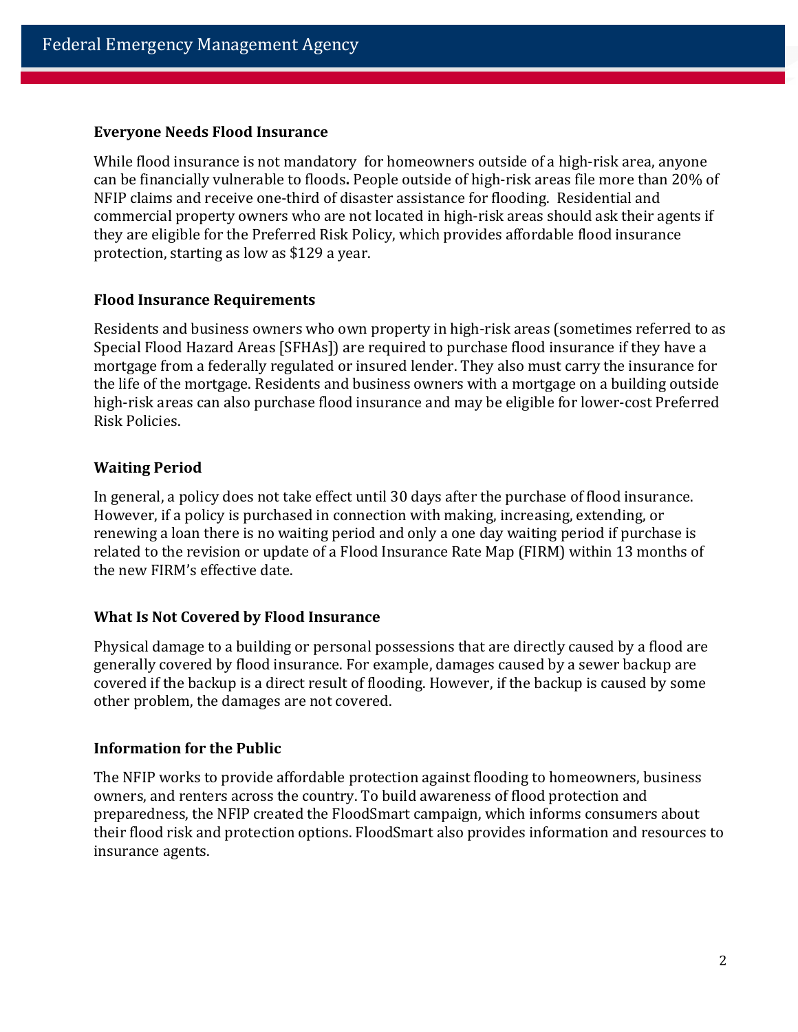## Everyone Needs Flood Insurance

While flood insurance is not mandatory for homeowners outside of a high-risk area, anyone can be financially vulnerable to floods**.** People outside of high-risk areas file more than 20% of NFIP claims and receive one-third of disaster assistance for flooding. Residential and commercial property owners who are not located in high-risk areas should ask their agents if they are eligible for the Preferred Risk Policy, which provides affordable flood insurance protection, starting as low as $129 a year.

## Flood Insurance Requirements

Residents and business owners who own property in high-risk areas (sometimes referred to as Special Flood Hazard Areas [SFHAs]) are required to purchase flood insurance if they have a mortgage from a federally regulated or insured lender. They also must carry the insurance for the life of the mortgage. Residents and business owners with a mortgage on a building outside high-risk areas can also purchase flood insurance and may be eligible for lower-cost Preferred Risk Policies.

## Waiting Period

In general, a policy does not take effect until 30 days after the purchase of flood insurance. However, if a policy is purchased in connection with making, increasing, extending, or renewing a loan there is no waiting period and only a one day waiting period if purchase is related to the revision or update of a Flood Insurance Rate Map (FIRM) within 13 months of the new FIRM's effective date.

## What Is Not Covered by Flood Insurance

Physical damage to a building or personal possessions that are directly caused by a flood are generally covered by flood insurance. For example, damages caused by a sewer backup are covered if the backup is a direct result of flooding. However, if the backup is caused by some other problem, the damages are not covered.

## Information for the Public

The NFIP works to provide affordable protection against flooding to homeowners, business owners, and renters across the country. To build awareness of flood protection and preparedness, the NFIP created the FloodSmart campaign, which informs consumers about their flood risk and protection options. FloodSmart also provides information and resources to insurance agents.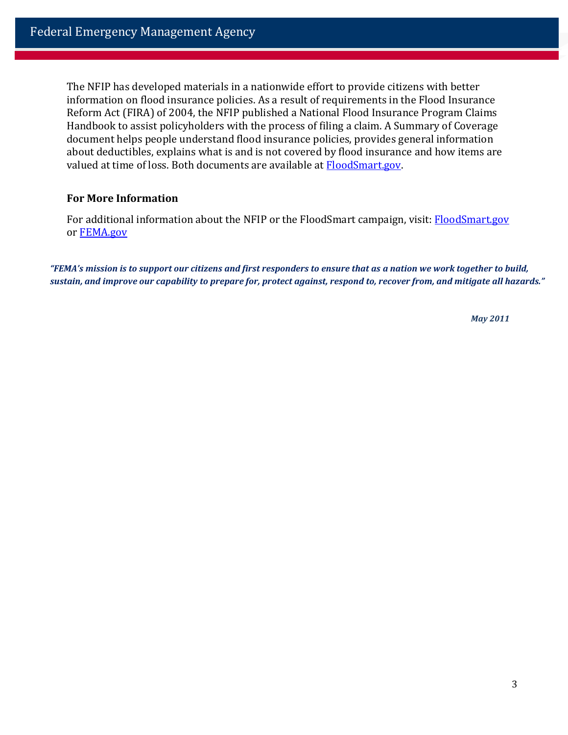The NFIP has developed materials in a nationwide effort to provide citizens with better information on flood insurance policies. As a result of requirements in the Flood Insurance Reform Act (FIRA) of 2004, the NFIP published a National Flood Insurance Program Claims Handbook to assist policyholders with the process of filing a claim. A Summary of Coverage document helps people understand flood insurance policies, provides general information about deductibles, explains what is and is not covered by flood insurance and how items are valued at time of loss. Both documents are available at [FloodSmart.gov](FloodSmart.gov).

**For More Information**

For additional information about the NFIP or the FloodSmart campaign, visit: [FloodSmart.gov](FloodSmart.gov) or [FEMA.gov](FEMA.gov)

***"FEMA's mission is to support our citizens and first responders to ensure that as a nation we work together to build, sustain, and improve our capability to prepare for, protect against, respond to, recover from, and mitigate all hazards."***

***May 2011***